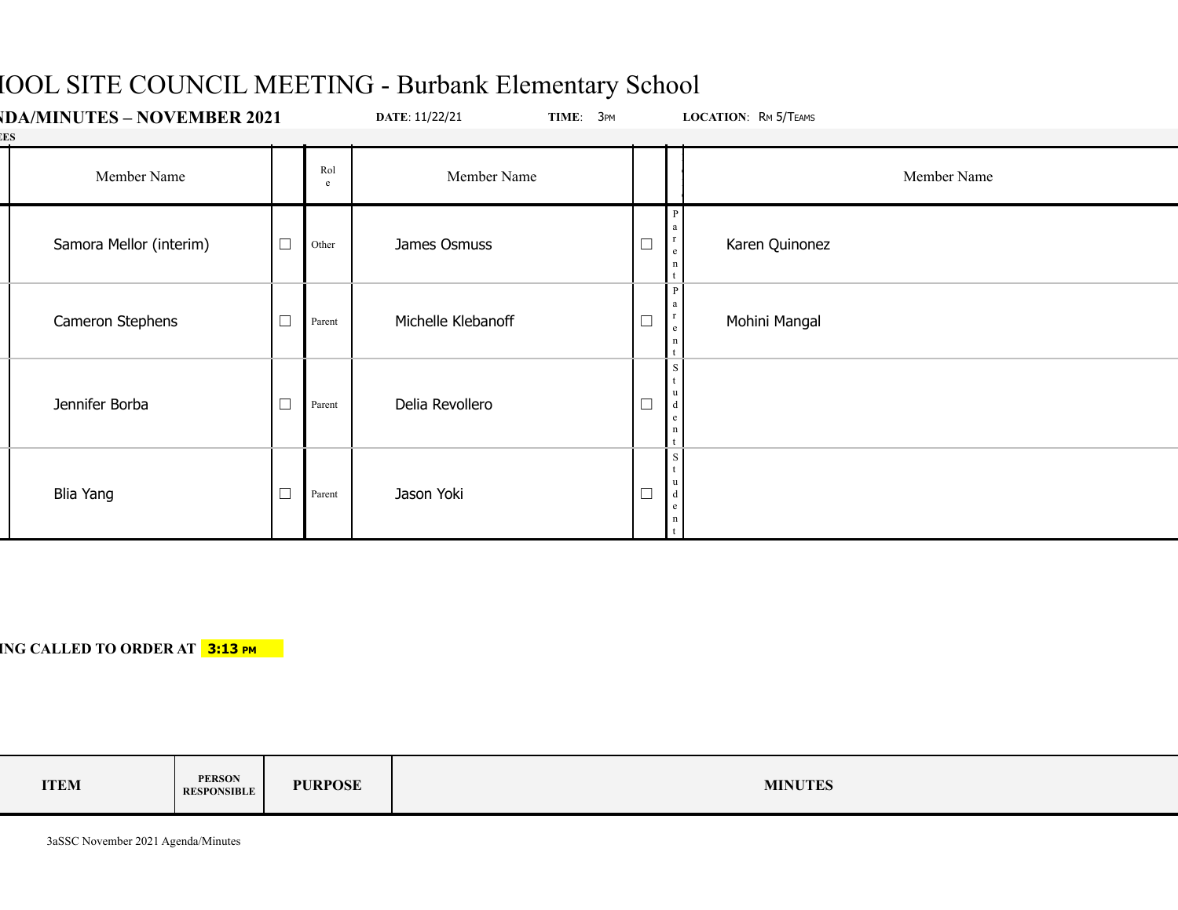# IOOL SITE COUNCIL MEETING - Burbank Elementary School

**NDA/MINUTES – NOVEMBER 2021** **DATE**: 11/22/21 **TIME**: 3PM **LOCATION**: RM 5/TEAMS

**ES**

| Member Name | | Role | Member Name | | | Member Name |
|---|---|---|---|---|---|---|
| Samora Mellor (interim) | ☐ | Other | James Osmuss | ☐ | Parent | Karen Quinonez |
| Cameron Stephens | ☐ | Parent | Michelle Klebanoff | ☐ | Parent | Mohini Mangal |
| Jennifer Borba | ☐ | Parent | Delia Revollero | ☐ | Student | |
| Blia Yang | ☐ | Parent | Jason Yoki | ☐ | Student | |

**ING CALLED TO ORDER AT 3:13 PM**

| ITEM | PERSON RESPONSIBLE | PURPOSE | MINUTES |
|---|---|---|---|

3aSSC November 2021 Agenda/Minutes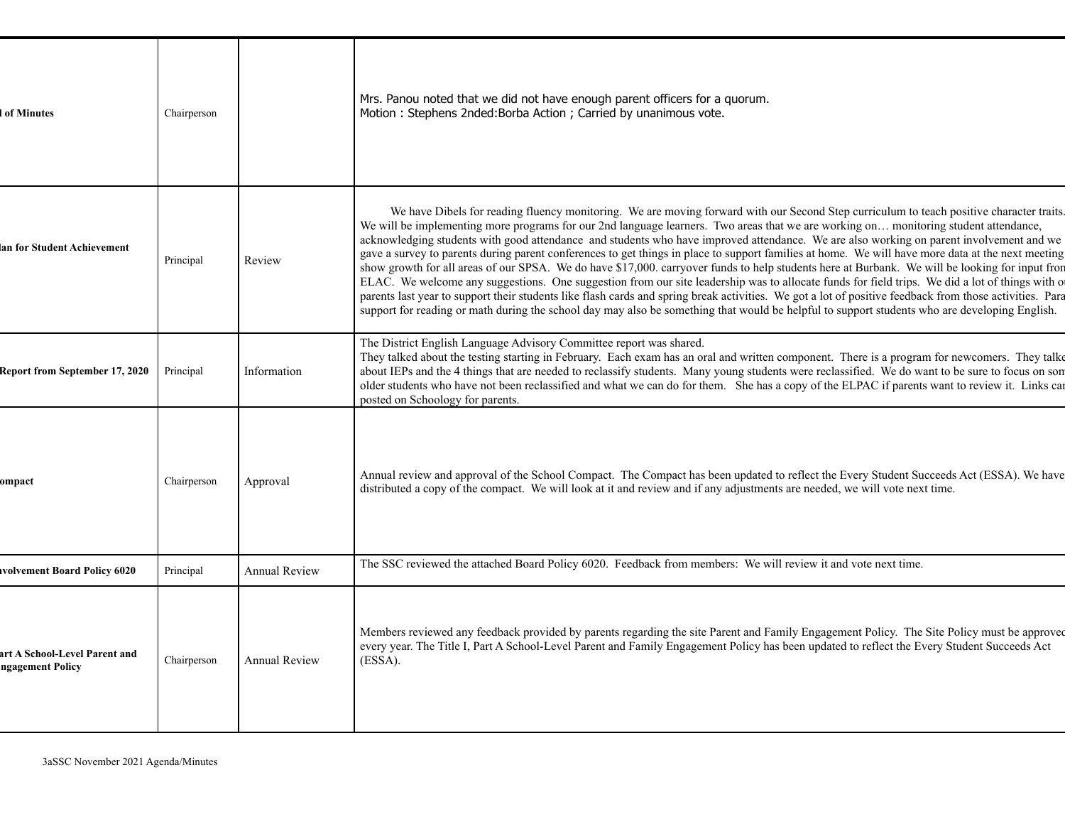| | | | |
|---|---|---|---|
| **l of Minutes** | Chairperson | | Mrs. Panou noted that we did not have enough parent officers for a quorum.<br>Motion : Stephens 2nded:Borba Action ; Carried by unanimous vote. |
| **lan for Student Achievement** | Principal | Review | We have Dibels for reading fluency monitoring. We are moving forward with our Second Step curriculum to teach positive character traits. We will be implementing more programs for our 2nd language learners. Two areas that we are working on… monitoring student attendance, acknowledging students with good attendance and students who have improved attendance. We are also working on parent involvement and we gave a survey to parents during parent conferences to get things in place to support families at home. We will have more data at the next meeting show growth for all areas of our SPSA. We do have $17,000. carryover funds to help students here at Burbank. We will be looking for input fron ELAC. We welcome any suggestions. One suggestion from our site leadership was to allocate funds for field trips. We did a lot of things with ou parents last year to support their students like flash cards and spring break activities. We got a lot of positive feedback from those activities. Para support for reading or math during the school day may also be something that would be helpful to support students who are developing English. |
| **Report from September 17, 2020** | Principal | Information | The District English Language Advisory Committee report was shared.<br>They talked about the testing starting in February. Each exam has an oral and written component. There is a program for newcomers. They talke about IEPs and the 4 things that are needed to reclassify students. Many young students were reclassified. We do want to be sure to focus on som older students who have not been reclassified and what we can do for them. She has a copy of the ELPAC if parents want to review it. Links car posted on Schoology for parents. |
| **ompact** | Chairperson | Approval | Annual review and approval of the School Compact. The Compact has been updated to reflect the Every Student Succeeds Act (ESSA). We have distributed a copy of the compact. We will look at it and review and if any adjustments are needed, we will vote next time. |
| **nvolvement Board Policy 6020** | Principal | Annual Review | The SSC reviewed the attached Board Policy 6020. Feedback from members: We will review it and vote next time. |
| **art A School-Level Parent and ngagement Policy** | Chairperson | Annual Review | Members reviewed any feedback provided by parents regarding the site Parent and Family Engagement Policy. The Site Policy must be approved every year. The Title I, Part A School-Level Parent and Family Engagement Policy has been updated to reflect the Every Student Succeeds Act (ESSA). |

3aSSC November 2021 Agenda/Minutes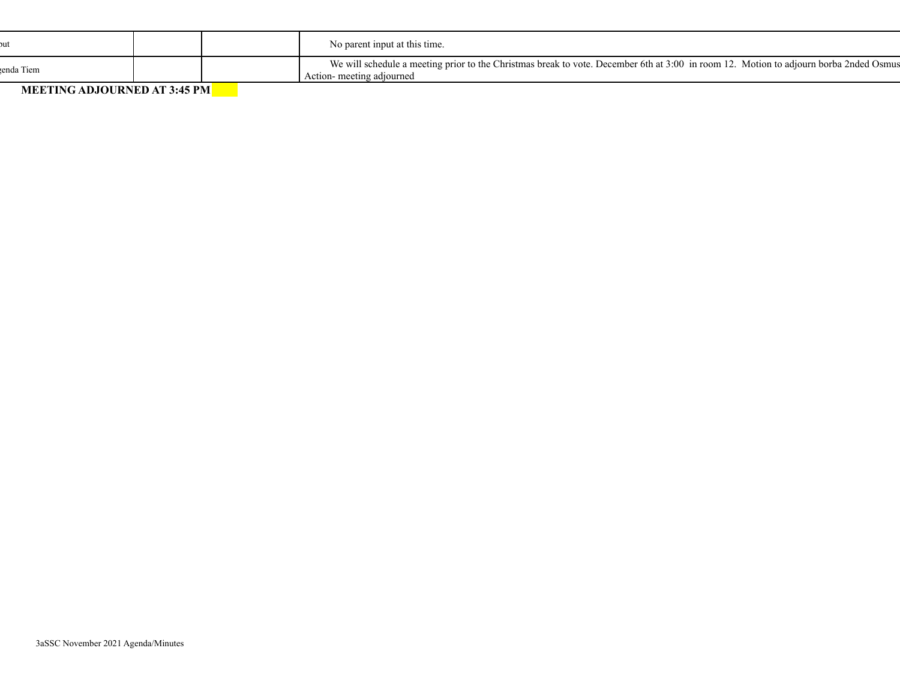| | | | |
|---|---|---|---|
| out | | | No parent input at this time. |
| enda Tiem | | | We will schedule a meeting prior to the Christmas break to vote. December 6th at 3:00 in room 12. Motion to adjourn borba 2nded Osmus Action- meeting adjourned |

**MEETING ADJOURNED AT 3:45 PM**

3aSSC November 2021 Agenda/Minutes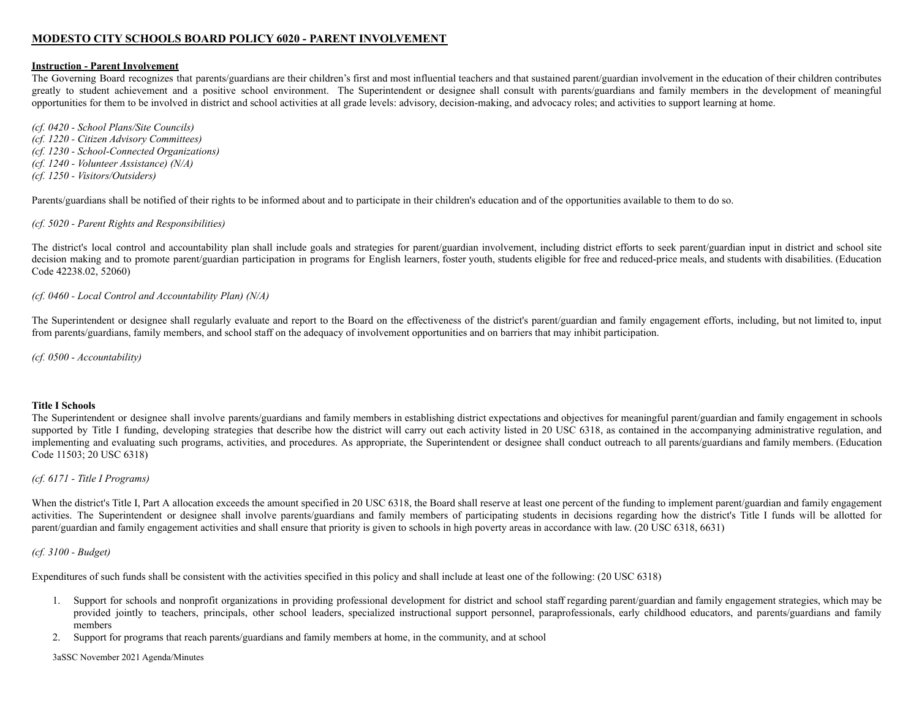# MODESTO CITY SCHOOLS BOARD POLICY 6020 - PARENT INVOLVEMENT

**Instruction - Parent Involvement**

The Governing Board recognizes that parents/guardians are their children's first and most influential teachers and that sustained parent/guardian involvement in the education of their children contributes greatly to student achievement and a positive school environment. The Superintendent or designee shall consult with parents/guardians and family members in the development of meaningful opportunities for them to be involved in district and school activities at all grade levels: advisory, decision-making, and advocacy roles; and activities to support learning at home.

*(cf. 0420 - School Plans/Site Councils)*
*(cf. 1220 - Citizen Advisory Committees)*
*(cf. 1230 - School-Connected Organizations)*
*(cf. 1240 - Volunteer Assistance) (N/A)*
*(cf. 1250 - Visitors/Outsiders)*

Parents/guardians shall be notified of their rights to be informed about and to participate in their children's education and of the opportunities available to them to do so.

*(cf. 5020 - Parent Rights and Responsibilities)*

The district's local control and accountability plan shall include goals and strategies for parent/guardian involvement, including district efforts to seek parent/guardian input in district and school site decision making and to promote parent/guardian participation in programs for English learners, foster youth, students eligible for free and reduced-price meals, and students with disabilities. (Education Code 42238.02, 52060)

*(cf. 0460 - Local Control and Accountability Plan) (N/A)*

The Superintendent or designee shall regularly evaluate and report to the Board on the effectiveness of the district's parent/guardian and family engagement efforts, including, but not limited to, input from parents/guardians, family members, and school staff on the adequacy of involvement opportunities and on barriers that may inhibit participation.

*(cf. 0500 - Accountability)*

**Title I Schools**

The Superintendent or designee shall involve parents/guardians and family members in establishing district expectations and objectives for meaningful parent/guardian and family engagement in schools supported by Title I funding, developing strategies that describe how the district will carry out each activity listed in 20 USC 6318, as contained in the accompanying administrative regulation, and implementing and evaluating such programs, activities, and procedures. As appropriate, the Superintendent or designee shall conduct outreach to all parents/guardians and family members. (Education Code 11503; 20 USC 6318)

*(cf. 6171 - Title I Programs)*

When the district's Title I, Part A allocation exceeds the amount specified in 20 USC 6318, the Board shall reserve at least one percent of the funding to implement parent/guardian and family engagement activities. The Superintendent or designee shall involve parents/guardians and family members of participating students in decisions regarding how the district's Title I funds will be allotted for parent/guardian and family engagement activities and shall ensure that priority is given to schools in high poverty areas in accordance with law. (20 USC 6318, 6631)

*(cf. 3100 - Budget)*

Expenditures of such funds shall be consistent with the activities specified in this policy and shall include at least one of the following: (20 USC 6318)

1. Support for schools and nonprofit organizations in providing professional development for district and school staff regarding parent/guardian and family engagement strategies, which may be provided jointly to teachers, principals, other school leaders, specialized instructional support personnel, paraprofessionals, early childhood educators, and parents/guardians and family members
2. Support for programs that reach parents/guardians and family members at home, in the community, and at school

3aSSC November 2021 Agenda/Minutes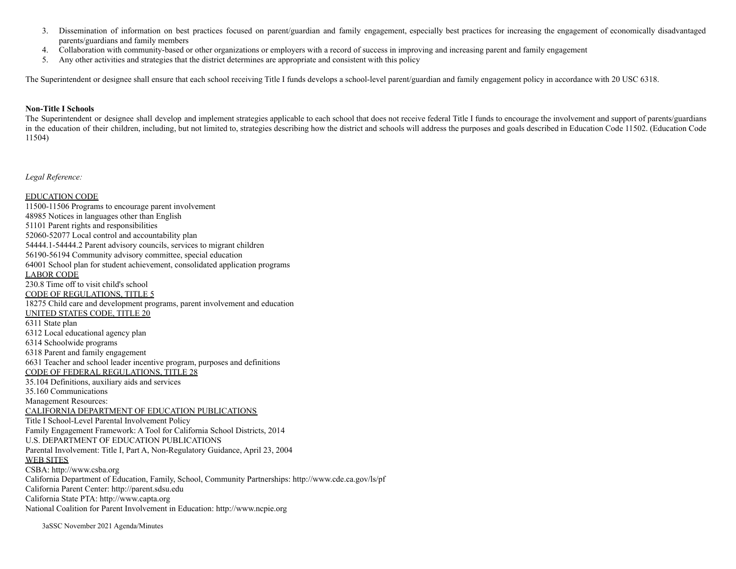3. Dissemination of information on best practices focused on parent/guardian and family engagement, especially best practices for increasing the engagement of economically disadvantaged parents/guardians and family members
4. Collaboration with community-based or other organizations or employers with a record of success in improving and increasing parent and family engagement
5. Any other activities and strategies that the district determines are appropriate and consistent with this policy

The Superintendent or designee shall ensure that each school receiving Title I funds develops a school-level parent/guardian and family engagement policy in accordance with 20 USC 6318.

**Non-Title I Schools**

The Superintendent or designee shall develop and implement strategies applicable to each school that does not receive federal Title I funds to encourage the involvement and support of parents/guardians in the education of their children, including, but not limited to, strategies describing how the district and schools will address the purposes and goals described in Education Code 11502. (Education Code 11504)

*Legal Reference:*

EDUCATION CODE
11500-11506 Programs to encourage parent involvement
48985 Notices in languages other than English
51101 Parent rights and responsibilities
52060-52077 Local control and accountability plan
54444.1-54444.2 Parent advisory councils, services to migrant children
56190-56194 Community advisory committee, special education
64001 School plan for student achievement, consolidated application programs
LABOR CODE
230.8 Time off to visit child's school
CODE OF REGULATIONS, TITLE 5
18275 Child care and development programs, parent involvement and education
UNITED STATES CODE, TITLE 20
6311 State plan
6312 Local educational agency plan
6314 Schoolwide programs
6318 Parent and family engagement
6631 Teacher and school leader incentive program, purposes and definitions
CODE OF FEDERAL REGULATIONS, TITLE 28
35.104 Definitions, auxiliary aids and services
35.160 Communications
Management Resources:
CALIFORNIA DEPARTMENT OF EDUCATION PUBLICATIONS
Title I School-Level Parental Involvement Policy
Family Engagement Framework: A Tool for California School Districts, 2014
U.S. DEPARTMENT OF EDUCATION PUBLICATIONS
Parental Involvement: Title I, Part A, Non-Regulatory Guidance, April 23, 2004
WEB SITES
CSBA: http://www.csba.org
California Department of Education, Family, School, Community Partnerships: http://www.cde.ca.gov/ls/pf
California Parent Center: http://parent.sdsu.edu
California State PTA: http://www.capta.org
National Coalition for Parent Involvement in Education: http://www.ncpie.org

3aSSC November 2021 Agenda/Minutes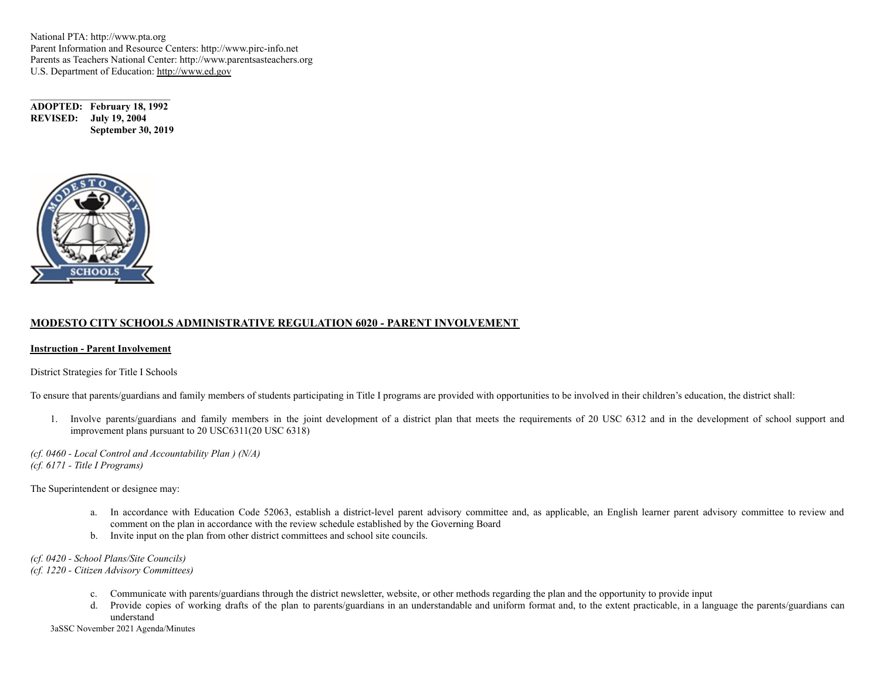National PTA: http://www.pta.org
Parent Information and Resource Centers: http://www.pirc-info.net
Parents as Teachers National Center: http://www.parentsasteachers.org
U.S. Department of Education: http://www.ed.gov

**ADOPTED: February 18, 1992**
**REVISED: July 19, 2004**
**September 30, 2019**

## MODESTO CITY SCHOOLS ADMINISTRATIVE REGULATION 6020 - PARENT INVOLVEMENT

**Instruction - Parent Involvement**

District Strategies for Title I Schools

To ensure that parents/guardians and family members of students participating in Title I programs are provided with opportunities to be involved in their children's education, the district shall:

1. Involve parents/guardians and family members in the joint development of a district plan that meets the requirements of 20 USC 6312 and in the development of school support and improvement plans pursuant to 20 USC6311(20 USC 6318)

*(cf. 0460 - Local Control and Accountability Plan ) (N/A)*
*(cf. 6171 - Title I Programs)*

The Superintendent or designee may:

a. In accordance with Education Code 52063, establish a district-level parent advisory committee and, as applicable, an English learner parent advisory committee to review and comment on the plan in accordance with the review schedule established by the Governing Board
b. Invite input on the plan from other district committees and school site councils.

*(cf. 0420 - School Plans/Site Councils)*
*(cf. 1220 - Citizen Advisory Committees)*

c. Communicate with parents/guardians through the district newsletter, website, or other methods regarding the plan and the opportunity to provide input
d. Provide copies of working drafts of the plan to parents/guardians in an understandable and uniform format and, to the extent practicable, in a language the parents/guardians can understand

3aSSC November 2021 Agenda/Minutes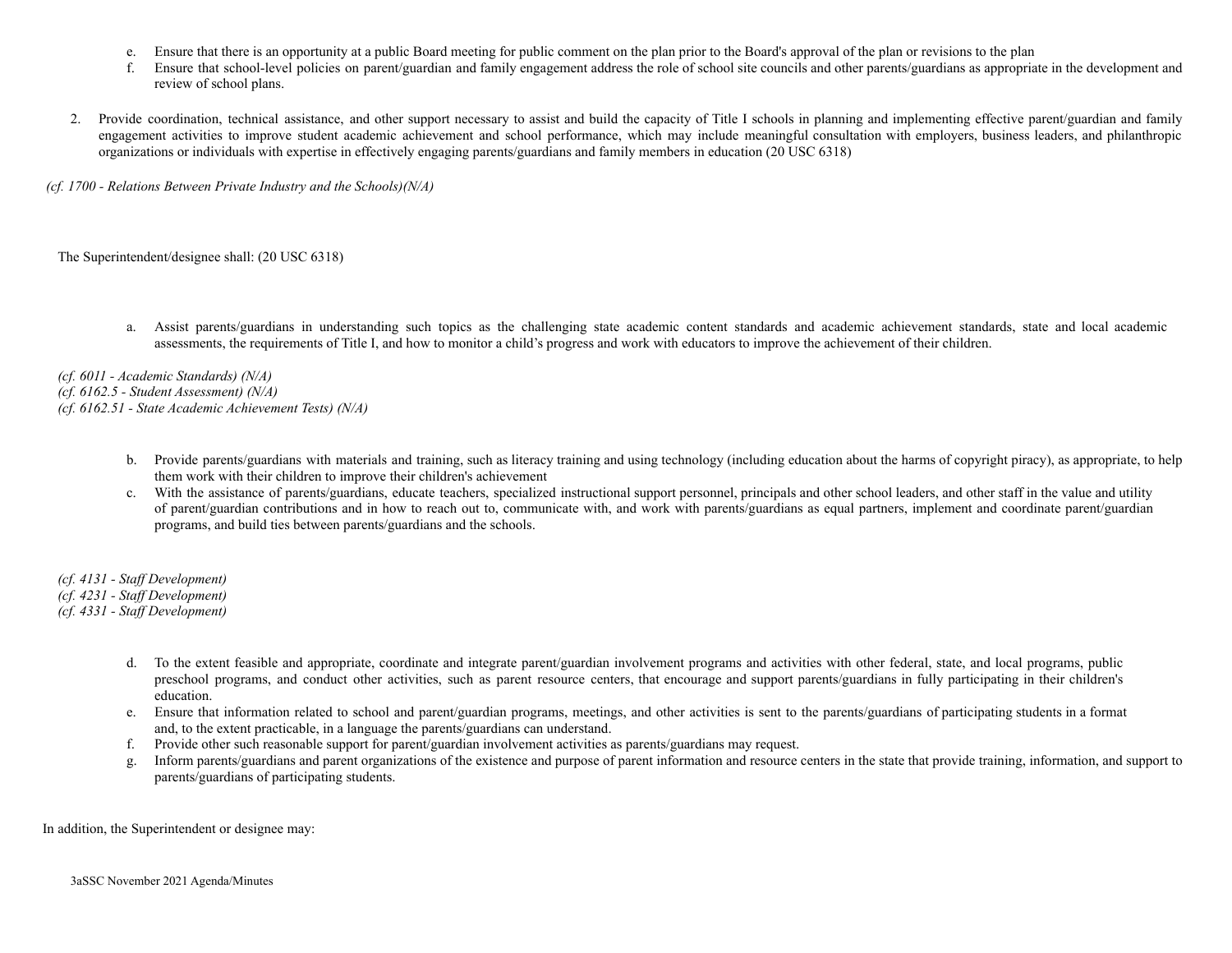e. Ensure that there is an opportunity at a public Board meeting for public comment on the plan prior to the Board's approval of the plan or revisions to the plan
f. Ensure that school-level policies on parent/guardian and family engagement address the role of school site councils and other parents/guardians as appropriate in the development and review of school plans.

2. Provide coordination, technical assistance, and other support necessary to assist and build the capacity of Title I schools in planning and implementing effective parent/guardian and family engagement activities to improve student academic achievement and school performance, which may include meaningful consultation with employers, business leaders, and philanthropic organizations or individuals with expertise in effectively engaging parents/guardians and family members in education (20 USC 6318)

*(cf. 1700 - Relations Between Private Industry and the Schools)(N/A)*

The Superintendent/designee shall: (20 USC 6318)

a. Assist parents/guardians in understanding such topics as the challenging state academic content standards and academic achievement standards, state and local academic assessments, the requirements of Title I, and how to monitor a child's progress and work with educators to improve the achievement of their children.

*(cf. 6011 - Academic Standards) (N/A)*
*(cf. 6162.5 - Student Assessment) (N/A)*
*(cf. 6162.51 - State Academic Achievement Tests) (N/A)*

b. Provide parents/guardians with materials and training, such as literacy training and using technology (including education about the harms of copyright piracy), as appropriate, to help them work with their children to improve their children's achievement
c. With the assistance of parents/guardians, educate teachers, specialized instructional support personnel, principals and other school leaders, and other staff in the value and utility of parent/guardian contributions and in how to reach out to, communicate with, and work with parents/guardians as equal partners, implement and coordinate parent/guardian programs, and build ties between parents/guardians and the schools.

*(cf. 4131 - Staff Development)*
*(cf. 4231 - Staff Development)*
*(cf. 4331 - Staff Development)*

d. To the extent feasible and appropriate, coordinate and integrate parent/guardian involvement programs and activities with other federal, state, and local programs, public preschool programs, and conduct other activities, such as parent resource centers, that encourage and support parents/guardians in fully participating in their children's education.
e. Ensure that information related to school and parent/guardian programs, meetings, and other activities is sent to the parents/guardians of participating students in a format and, to the extent practicable, in a language the parents/guardians can understand.
f. Provide other such reasonable support for parent/guardian involvement activities as parents/guardians may request.
g. Inform parents/guardians and parent organizations of the existence and purpose of parent information and resource centers in the state that provide training, information, and support to parents/guardians of participating students.

In addition, the Superintendent or designee may: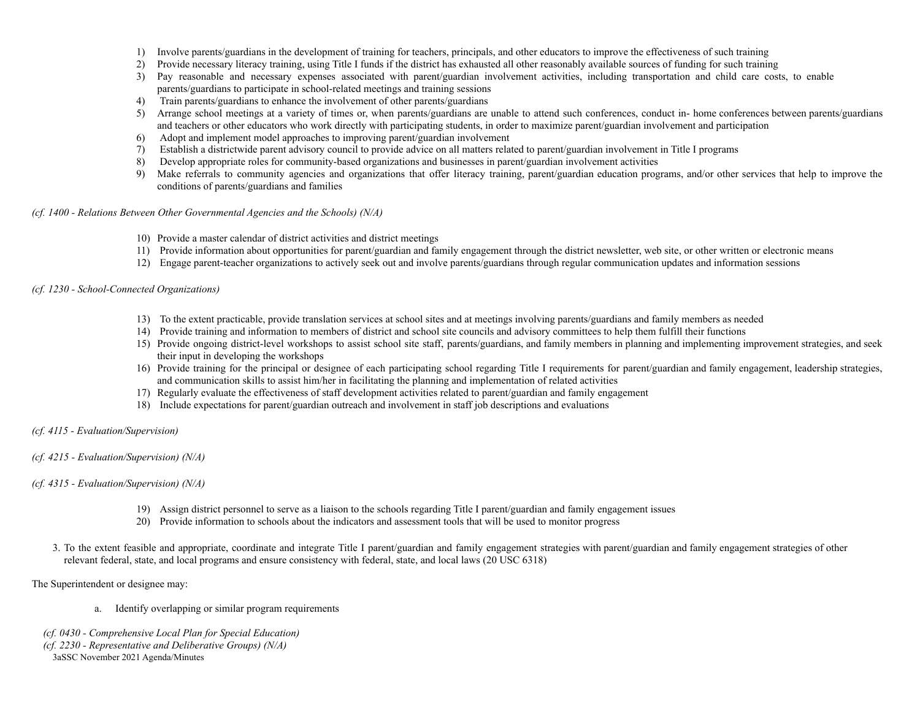1) Involve parents/guardians in the development of training for teachers, principals, and other educators to improve the effectiveness of such training
2) Provide necessary literacy training, using Title I funds if the district has exhausted all other reasonably available sources of funding for such training
3) Pay reasonable and necessary expenses associated with parent/guardian involvement activities, including transportation and child care costs, to enable parents/guardians to participate in school-related meetings and training sessions
4) Train parents/guardians to enhance the involvement of other parents/guardians
5) Arrange school meetings at a variety of times or, when parents/guardians are unable to attend such conferences, conduct in- home conferences between parents/guardians and teachers or other educators who work directly with participating students, in order to maximize parent/guardian involvement and participation
6) Adopt and implement model approaches to improving parent/guardian involvement
7) Establish a districtwide parent advisory council to provide advice on all matters related to parent/guardian involvement in Title I programs
8) Develop appropriate roles for community-based organizations and businesses in parent/guardian involvement activities
9) Make referrals to community agencies and organizations that offer literacy training, parent/guardian education programs, and/or other services that help to improve the conditions of parents/guardians and families

*(cf. 1400 - Relations Between Other Governmental Agencies and the Schools) (N/A)*

10) Provide a master calendar of district activities and district meetings
11) Provide information about opportunities for parent/guardian and family engagement through the district newsletter, web site, or other written or electronic means
12) Engage parent-teacher organizations to actively seek out and involve parents/guardians through regular communication updates and information sessions

*(cf. 1230 - School-Connected Organizations)*

13) To the extent practicable, provide translation services at school sites and at meetings involving parents/guardians and family members as needed
14) Provide training and information to members of district and school site councils and advisory committees to help them fulfill their functions
15) Provide ongoing district-level workshops to assist school site staff, parents/guardians, and family members in planning and implementing improvement strategies, and seek their input in developing the workshops
16) Provide training for the principal or designee of each participating school regarding Title I requirements for parent/guardian and family engagement, leadership strategies, and communication skills to assist him/her in facilitating the planning and implementation of related activities
17) Regularly evaluate the effectiveness of staff development activities related to parent/guardian and family engagement
18) Include expectations for parent/guardian outreach and involvement in staff job descriptions and evaluations

*(cf. 4115 - Evaluation/Supervision)*

*(cf. 4215 - Evaluation/Supervision) (N/A)*

*(cf. 4315 - Evaluation/Supervision) (N/A)*

19) Assign district personnel to serve as a liaison to the schools regarding Title I parent/guardian and family engagement issues
20) Provide information to schools about the indicators and assessment tools that will be used to monitor progress

3. To the extent feasible and appropriate, coordinate and integrate Title I parent/guardian and family engagement strategies with parent/guardian and family engagement strategies of other relevant federal, state, and local programs and ensure consistency with federal, state, and local laws (20 USC 6318)

The Superintendent or designee may:

a. Identify overlapping or similar program requirements

*(cf. 0430 - Comprehensive Local Plan for Special Education)*
*(cf. 2230 - Representative and Deliberative Groups) (N/A)*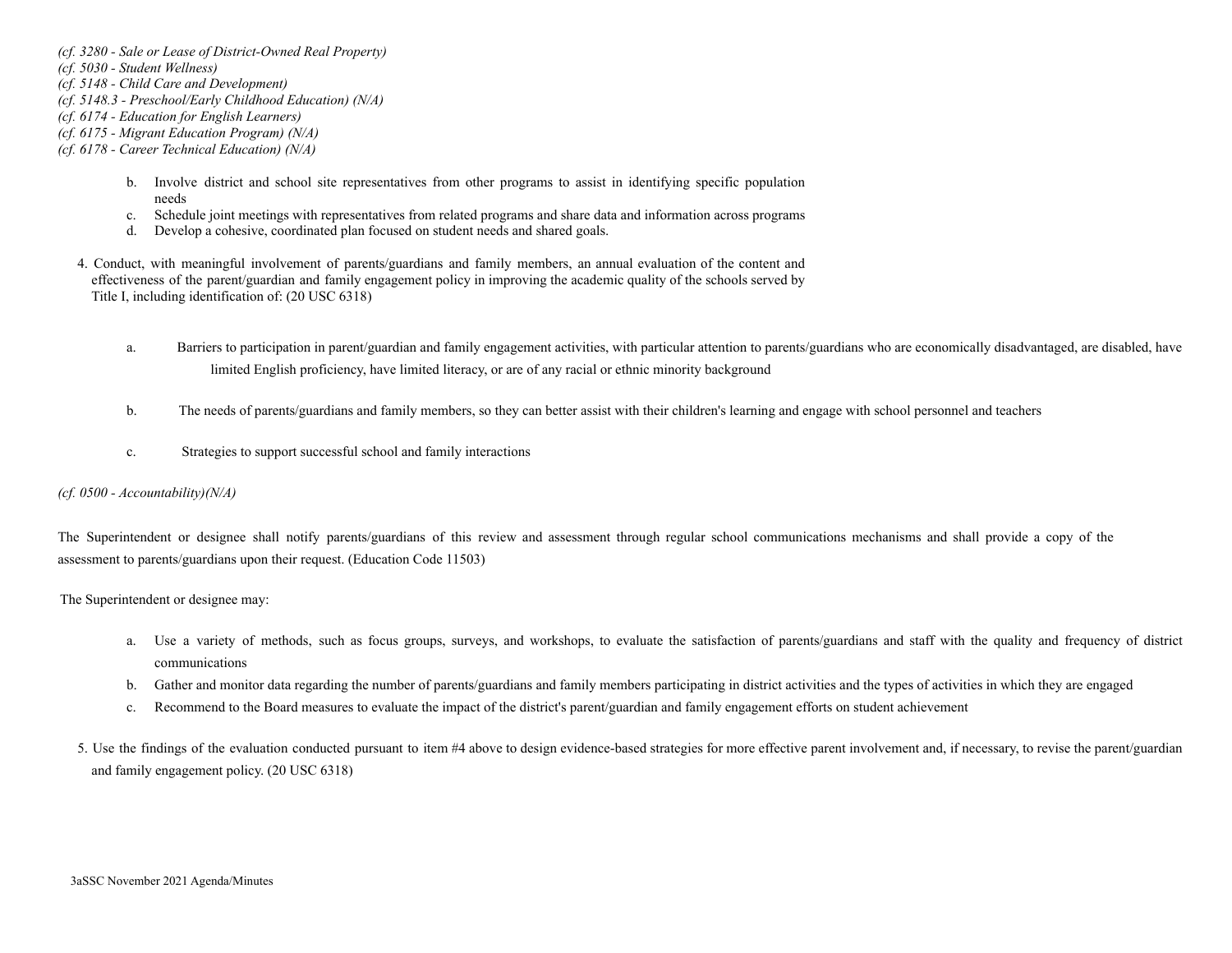*(cf. 3280 - Sale or Lease of District-Owned Real Property)*
*(cf. 5030 - Student Wellness)*
*(cf. 5148 - Child Care and Development)*
*(cf. 5148.3 - Preschool/Early Childhood Education) (N/A)*
*(cf. 6174 - Education for English Learners)*
*(cf. 6175 - Migrant Education Program) (N/A)*
*(cf. 6178 - Career Technical Education) (N/A)*

b. Involve district and school site representatives from other programs to assist in identifying specific population needs
c. Schedule joint meetings with representatives from related programs and share data and information across programs
d. Develop a cohesive, coordinated plan focused on student needs and shared goals.

4. Conduct, with meaningful involvement of parents/guardians and family members, an annual evaluation of the content and effectiveness of the parent/guardian and family engagement policy in improving the academic quality of the schools served by Title I, including identification of: (20 USC 6318)

a. Barriers to participation in parent/guardian and family engagement activities, with particular attention to parents/guardians who are economically disadvantaged, are disabled, have limited English proficiency, have limited literacy, or are of any racial or ethnic minority background

b. The needs of parents/guardians and family members, so they can better assist with their children's learning and engage with school personnel and teachers

c. Strategies to support successful school and family interactions

*(cf. 0500 - Accountability)(N/A)*

The Superintendent or designee shall notify parents/guardians of this review and assessment through regular school communications mechanisms and shall provide a copy of the assessment to parents/guardians upon their request. (Education Code 11503)

The Superintendent or designee may:

a. Use a variety of methods, such as focus groups, surveys, and workshops, to evaluate the satisfaction of parents/guardians and staff with the quality and frequency of district communications
b. Gather and monitor data regarding the number of parents/guardians and family members participating in district activities and the types of activities in which they are engaged
c. Recommend to the Board measures to evaluate the impact of the district's parent/guardian and family engagement efforts on student achievement

5. Use the findings of the evaluation conducted pursuant to item #4 above to design evidence-based strategies for more effective parent involvement and, if necessary, to revise the parent/guardian and family engagement policy. (20 USC 6318)

3aSSC November 2021 Agenda/Minutes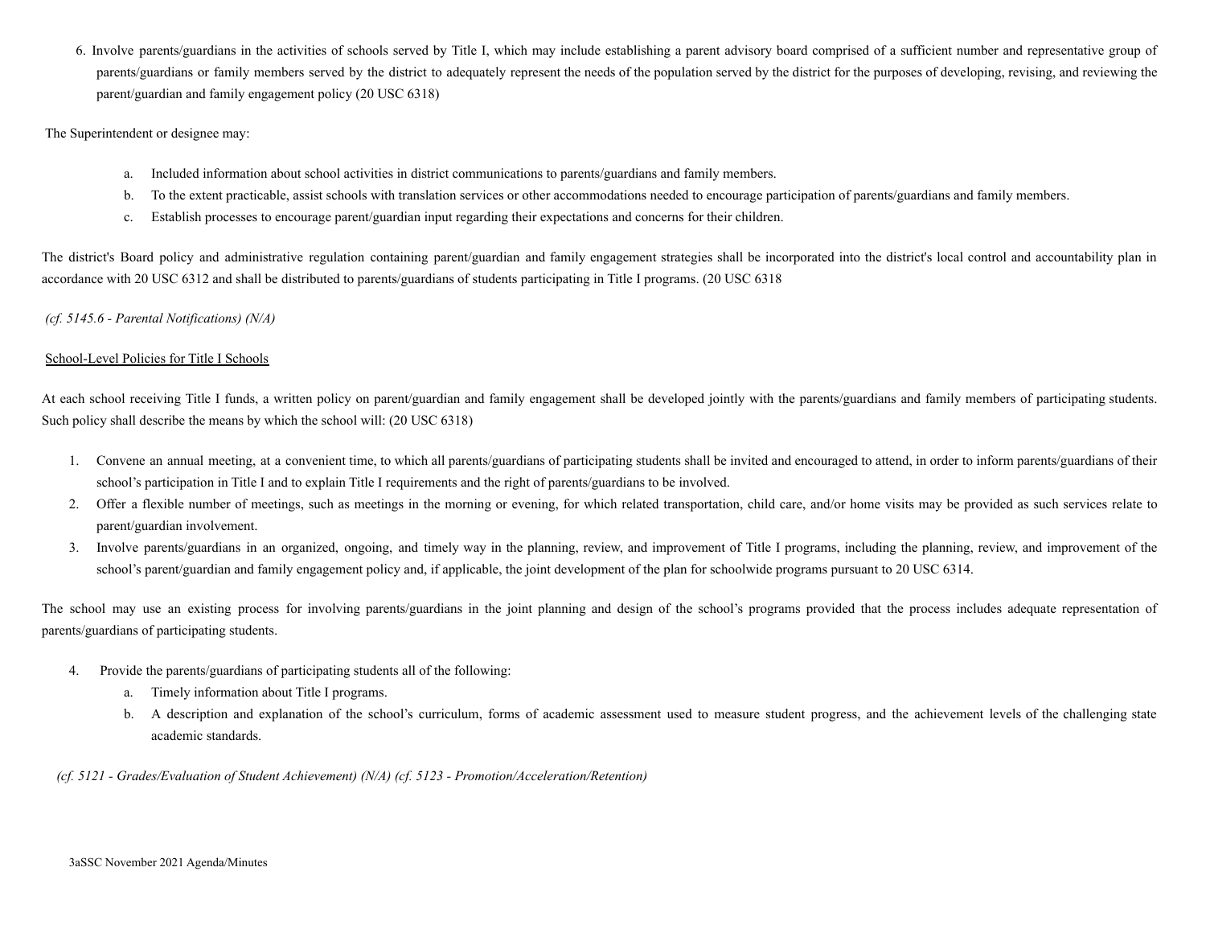6. Involve parents/guardians in the activities of schools served by Title I, which may include establishing a parent advisory board comprised of a sufficient number and representative group of parents/guardians or family members served by the district to adequately represent the needs of the population served by the district for the purposes of developing, revising, and reviewing the parent/guardian and family engagement policy (20 USC 6318)

The Superintendent or designee may:

a. Included information about school activities in district communications to parents/guardians and family members.
b. To the extent practicable, assist schools with translation services or other accommodations needed to encourage participation of parents/guardians and family members.
c. Establish processes to encourage parent/guardian input regarding their expectations and concerns for their children.

The district's Board policy and administrative regulation containing parent/guardian and family engagement strategies shall be incorporated into the district's local control and accountability plan in accordance with 20 USC 6312 and shall be distributed to parents/guardians of students participating in Title I programs. (20 USC 6318

*(cf. 5145.6 - Parental Notifications) (N/A)*

<u>School-Level Policies for Title I Schools</u>

At each school receiving Title I funds, a written policy on parent/guardian and family engagement shall be developed jointly with the parents/guardians and family members of participating students. Such policy shall describe the means by which the school will: (20 USC 6318)

1. Convene an annual meeting, at a convenient time, to which all parents/guardians of participating students shall be invited and encouraged to attend, in order to inform parents/guardians of their school's participation in Title I and to explain Title I requirements and the right of parents/guardians to be involved.
2. Offer a flexible number of meetings, such as meetings in the morning or evening, for which related transportation, child care, and/or home visits may be provided as such services relate to parent/guardian involvement.
3. Involve parents/guardians in an organized, ongoing, and timely way in the planning, review, and improvement of Title I programs, including the planning, review, and improvement of the school's parent/guardian and family engagement policy and, if applicable, the joint development of the plan for schoolwide programs pursuant to 20 USC 6314.

The school may use an existing process for involving parents/guardians in the joint planning and design of the school's programs provided that the process includes adequate representation of parents/guardians of participating students.

4. Provide the parents/guardians of participating students all of the following:
   a. Timely information about Title I programs.
   b. A description and explanation of the school's curriculum, forms of academic assessment used to measure student progress, and the achievement levels of the challenging state academic standards.

*(cf. 5121 - Grades/Evaluation of Student Achievement) (N/A) (cf. 5123 - Promotion/Acceleration/Retention)*

3aSSC November 2021 Agenda/Minutes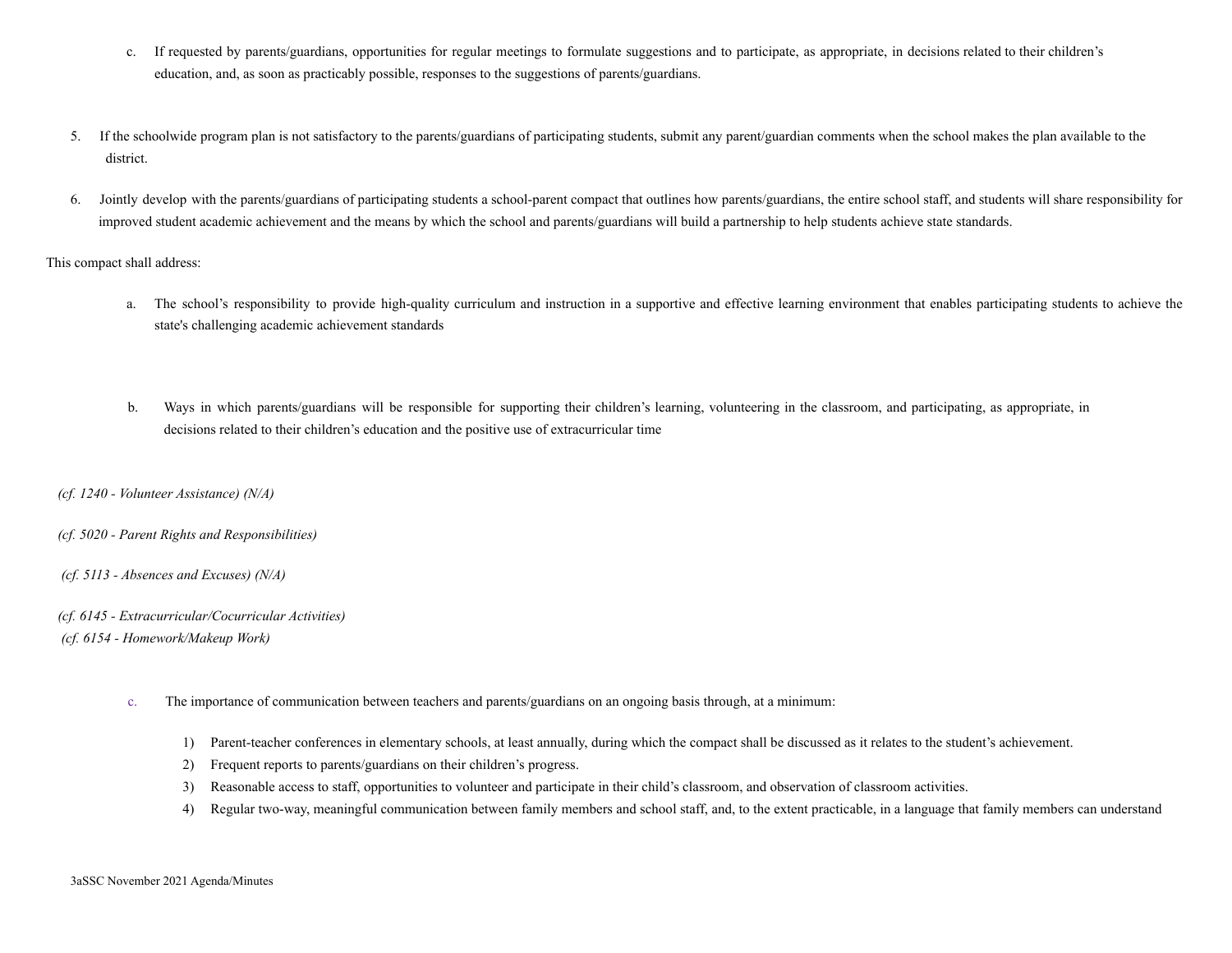c. If requested by parents/guardians, opportunities for regular meetings to formulate suggestions and to participate, as appropriate, in decisions related to their children's education, and, as soon as practicably possible, responses to the suggestions of parents/guardians.

5. If the schoolwide program plan is not satisfactory to the parents/guardians of participating students, submit any parent/guardian comments when the school makes the plan available to the district.

6. Jointly develop with the parents/guardians of participating students a school-parent compact that outlines how parents/guardians, the entire school staff, and students will share responsibility for improved student academic achievement and the means by which the school and parents/guardians will build a partnership to help students achieve state standards.

This compact shall address:

a. The school's responsibility to provide high-quality curriculum and instruction in a supportive and effective learning environment that enables participating students to achieve the state's challenging academic achievement standards

b. Ways in which parents/guardians will be responsible for supporting their children's learning, volunteering in the classroom, and participating, as appropriate, in decisions related to their children's education and the positive use of extracurricular time

*(cf. 1240 - Volunteer Assistance) (N/A)*

*(cf. 5020 - Parent Rights and Responsibilities)*

*(cf. 5113 - Absences and Excuses) (N/A)*

*(cf. 6145 - Extracurricular/Cocurricular Activities)*
*(cf. 6154 - Homework/Makeup Work)*

c. The importance of communication between teachers and parents/guardians on an ongoing basis through, at a minimum:

1) Parent-teacher conferences in elementary schools, at least annually, during which the compact shall be discussed as it relates to the student's achievement.
2) Frequent reports to parents/guardians on their children's progress.
3) Reasonable access to staff, opportunities to volunteer and participate in their child's classroom, and observation of classroom activities.
4) Regular two-way, meaningful communication between family members and school staff, and, to the extent practicable, in a language that family members can understand

3aSSC November 2021 Agenda/Minutes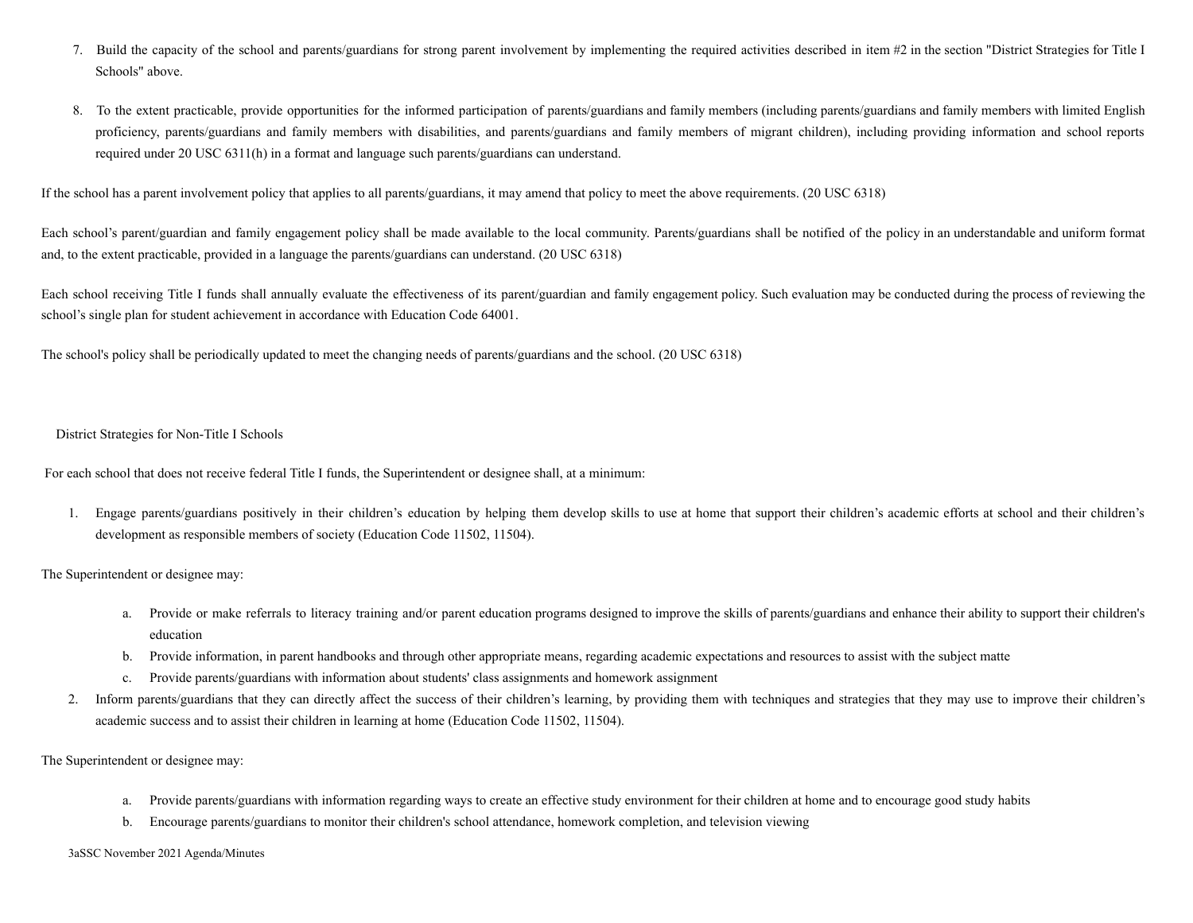7. Build the capacity of the school and parents/guardians for strong parent involvement by implementing the required activities described in item #2 in the section "District Strategies for Title I Schools" above.

8. To the extent practicable, provide opportunities for the informed participation of parents/guardians and family members (including parents/guardians and family members with limited English proficiency, parents/guardians and family members with disabilities, and parents/guardians and family members of migrant children), including providing information and school reports required under 20 USC 6311(h) in a format and language such parents/guardians can understand.

If the school has a parent involvement policy that applies to all parents/guardians, it may amend that policy to meet the above requirements. (20 USC 6318)

Each school's parent/guardian and family engagement policy shall be made available to the local community. Parents/guardians shall be notified of the policy in an understandable and uniform format and, to the extent practicable, provided in a language the parents/guardians can understand. (20 USC 6318)

Each school receiving Title I funds shall annually evaluate the effectiveness of its parent/guardian and family engagement policy. Such evaluation may be conducted during the process of reviewing the school's single plan for student achievement in accordance with Education Code 64001.

The school's policy shall be periodically updated to meet the changing needs of parents/guardians and the school. (20 USC 6318)

District Strategies for Non-Title I Schools

For each school that does not receive federal Title I funds, the Superintendent or designee shall, at a minimum:

1. Engage parents/guardians positively in their children's education by helping them develop skills to use at home that support their children's academic efforts at school and their children's development as responsible members of society (Education Code 11502, 11504).

The Superintendent or designee may:

   a. Provide or make referrals to literacy training and/or parent education programs designed to improve the skills of parents/guardians and enhance their ability to support their children's education
   b. Provide information, in parent handbooks and through other appropriate means, regarding academic expectations and resources to assist with the subject matte
   c. Provide parents/guardians with information about students' class assignments and homework assignment

2. Inform parents/guardians that they can directly affect the success of their children's learning, by providing them with techniques and strategies that they may use to improve their children's academic success and to assist their children in learning at home (Education Code 11502, 11504).

The Superintendent or designee may:

   a. Provide parents/guardians with information regarding ways to create an effective study environment for their children at home and to encourage good study habits
   b. Encourage parents/guardians to monitor their children's school attendance, homework completion, and television viewing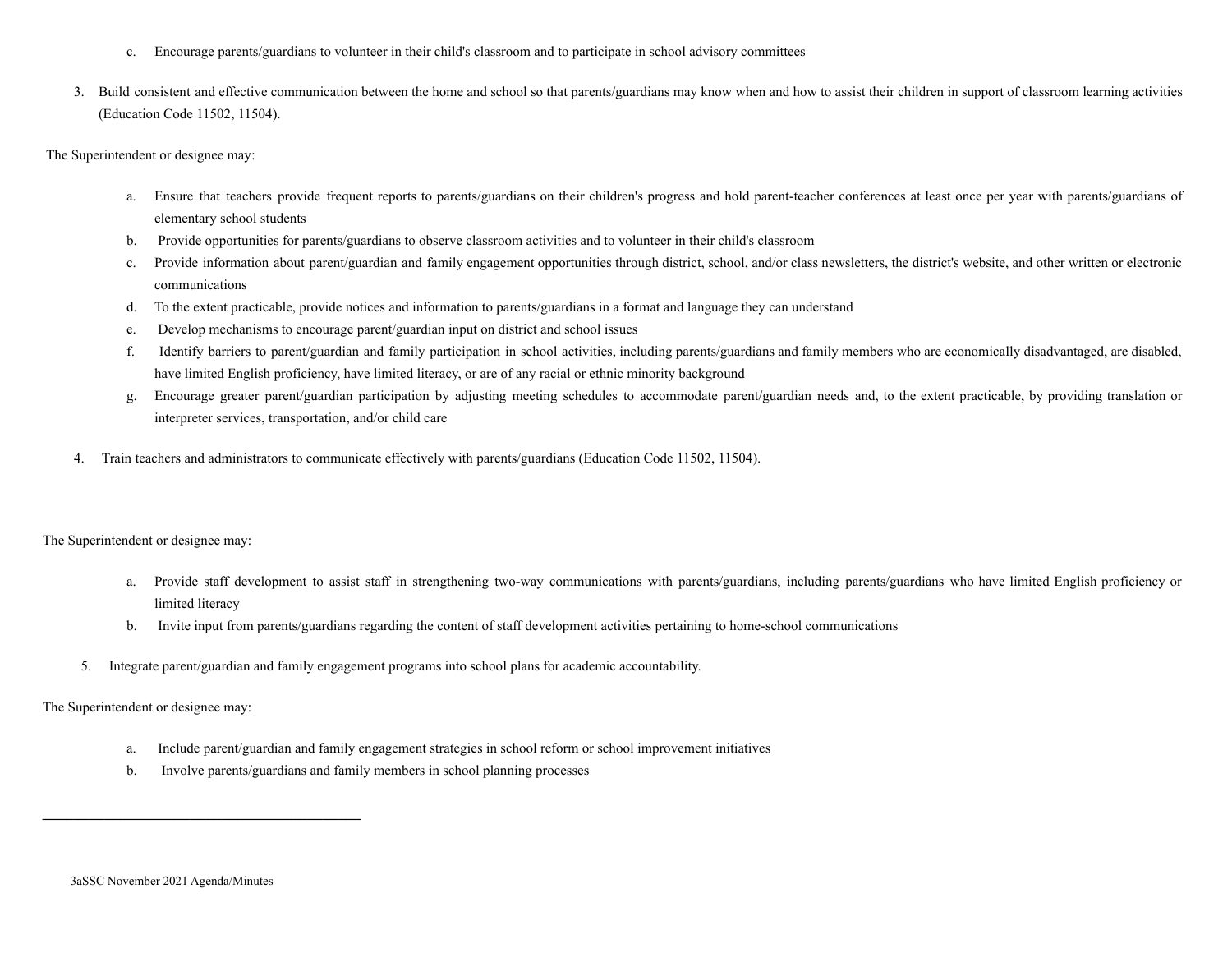c. Encourage parents/guardians to volunteer in their child's classroom and to participate in school advisory committees

3. Build consistent and effective communication between the home and school so that parents/guardians may know when and how to assist their children in support of classroom learning activities (Education Code 11502, 11504).

The Superintendent or designee may:

a. Ensure that teachers provide frequent reports to parents/guardians on their children's progress and hold parent-teacher conferences at least once per year with parents/guardians of elementary school students
b. Provide opportunities for parents/guardians to observe classroom activities and to volunteer in their child's classroom
c. Provide information about parent/guardian and family engagement opportunities through district, school, and/or class newsletters, the district's website, and other written or electronic communications
d. To the extent practicable, provide notices and information to parents/guardians in a format and language they can understand
e. Develop mechanisms to encourage parent/guardian input on district and school issues
f. Identify barriers to parent/guardian and family participation in school activities, including parents/guardians and family members who are economically disadvantaged, are disabled, have limited English proficiency, have limited literacy, or are of any racial or ethnic minority background
g. Encourage greater parent/guardian participation by adjusting meeting schedules to accommodate parent/guardian needs and, to the extent practicable, by providing translation or interpreter services, transportation, and/or child care

4. Train teachers and administrators to communicate effectively with parents/guardians (Education Code 11502, 11504).

The Superintendent or designee may:

a. Provide staff development to assist staff in strengthening two-way communications with parents/guardians, including parents/guardians who have limited English proficiency or limited literacy
b. Invite input from parents/guardians regarding the content of staff development activities pertaining to home-school communications

5. Integrate parent/guardian and family engagement programs into school plans for academic accountability.

The Superintendent or designee may:

a. Include parent/guardian and family engagement strategies in school reform or school improvement initiatives
b. Involve parents/guardians and family members in school planning processes

---

3aSSC November 2021 Agenda/Minutes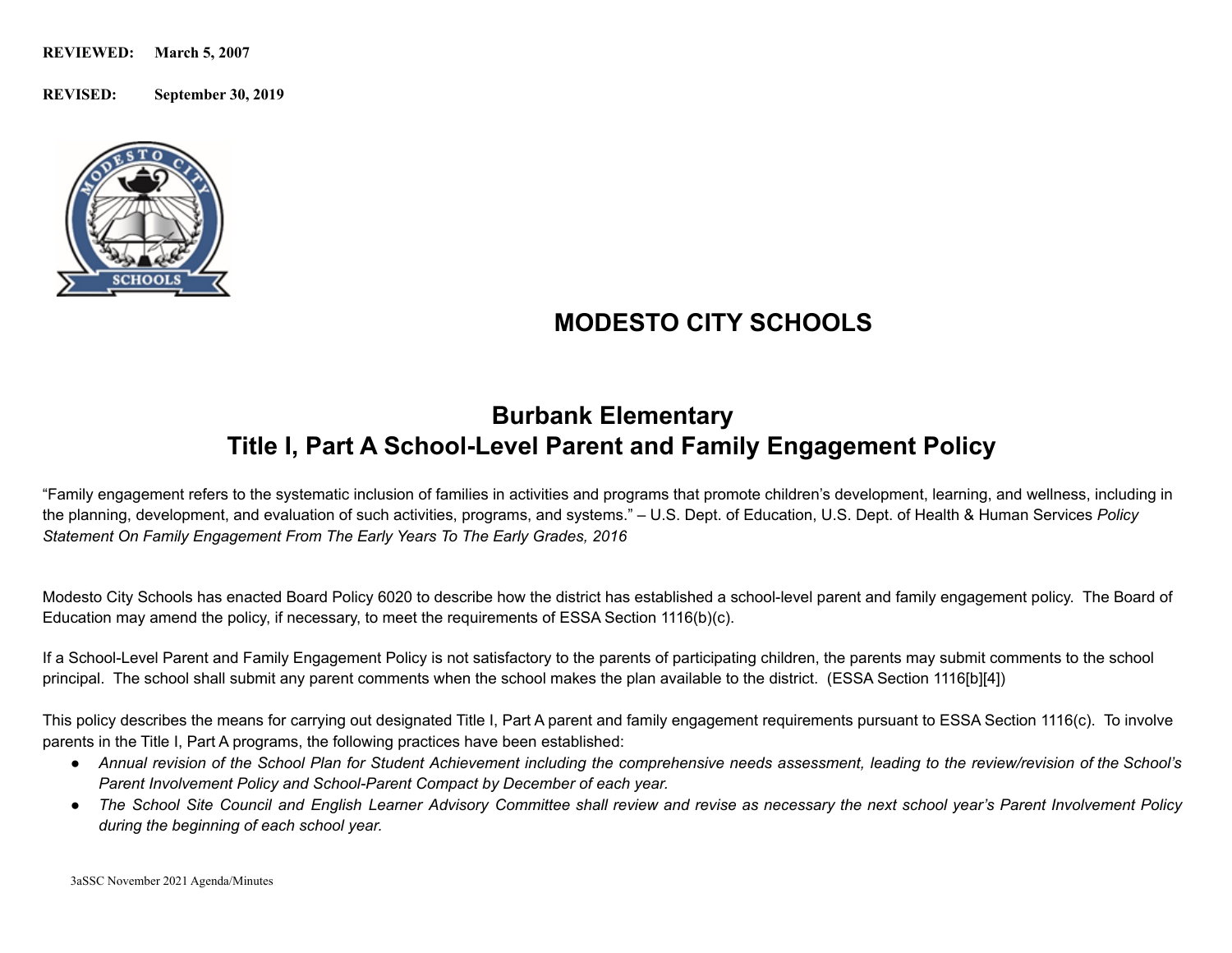**REVIEWED:** **March 5, 2007**

**REVISED:** **September 30, 2019**

# MODESTO CITY SCHOOLS

## Burbank Elementary
## Title I, Part A School-Level Parent and Family Engagement Policy

"Family engagement refers to the systematic inclusion of families in activities and programs that promote children's development, learning, and wellness, including in the planning, development, and evaluation of such activities, programs, and systems." – U.S. Dept. of Education, U.S. Dept. of Health & Human Services *Policy Statement On Family Engagement From The Early Years To The Early Grades, 2016*

Modesto City Schools has enacted Board Policy 6020 to describe how the district has established a school-level parent and family engagement policy. The Board of Education may amend the policy, if necessary, to meet the requirements of ESSA Section 1116(b)(c).

If a School-Level Parent and Family Engagement Policy is not satisfactory to the parents of participating children, the parents may submit comments to the school principal. The school shall submit any parent comments when the school makes the plan available to the district. (ESSA Section 1116[b][4])

This policy describes the means for carrying out designated Title I, Part A parent and family engagement requirements pursuant to ESSA Section 1116(c). To involve parents in the Title I, Part A programs, the following practices have been established:

- *Annual revision of the School Plan for Student Achievement including the comprehensive needs assessment, leading to the review/revision of the School's Parent Involvement Policy and School-Parent Compact by December of each year.*
- *The School Site Council and English Learner Advisory Committee shall review and revise as necessary the next school year's Parent Involvement Policy during the beginning of each school year.*

3aSSC November 2021 Agenda/Minutes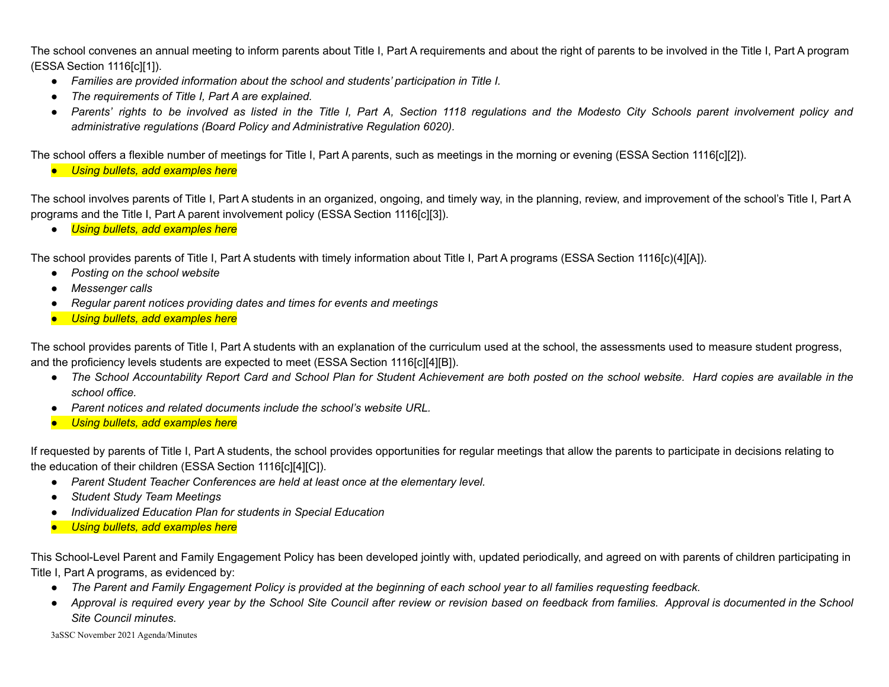The school convenes an annual meeting to inform parents about Title I, Part A requirements and about the right of parents to be involved in the Title I, Part A program (ESSA Section 1116[c][1]).

- *Families are provided information about the school and students' participation in Title I.*
- *The requirements of Title I, Part A are explained.*
- *Parents' rights to be involved as listed in the Title I, Part A, Section 1118 regulations and the Modesto City Schools parent involvement policy and administrative regulations (Board Policy and Administrative Regulation 6020).*

The school offers a flexible number of meetings for Title I, Part A parents, such as meetings in the morning or evening (ESSA Section 1116[c][2]).

- *Using bullets, add examples here*

The school involves parents of Title I, Part A students in an organized, ongoing, and timely way, in the planning, review, and improvement of the school's Title I, Part A programs and the Title I, Part A parent involvement policy (ESSA Section 1116[c][3]).

- *Using bullets, add examples here*

The school provides parents of Title I, Part A students with timely information about Title I, Part A programs (ESSA Section 1116[c)(4][A]).

- *Posting on the school website*
- *Messenger calls*
- *Regular parent notices providing dates and times for events and meetings*
- *Using bullets, add examples here*

The school provides parents of Title I, Part A students with an explanation of the curriculum used at the school, the assessments used to measure student progress, and the proficiency levels students are expected to meet (ESSA Section 1116[c][4][B]).

- *The School Accountability Report Card and School Plan for Student Achievement are both posted on the school website. Hard copies are available in the school office.*
- *Parent notices and related documents include the school's website URL.*
- *Using bullets, add examples here*

If requested by parents of Title I, Part A students, the school provides opportunities for regular meetings that allow the parents to participate in decisions relating to the education of their children (ESSA Section 1116[c][4][C]).

- *Parent Student Teacher Conferences are held at least once at the elementary level.*
- *Student Study Team Meetings*
- *Individualized Education Plan for students in Special Education*
- *Using bullets, add examples here*

This School-Level Parent and Family Engagement Policy has been developed jointly with, updated periodically, and agreed on with parents of children participating in Title I, Part A programs, as evidenced by:

- *The Parent and Family Engagement Policy is provided at the beginning of each school year to all families requesting feedback.*
- *Approval is required every year by the School Site Council after review or revision based on feedback from families. Approval is documented in the School Site Council minutes.*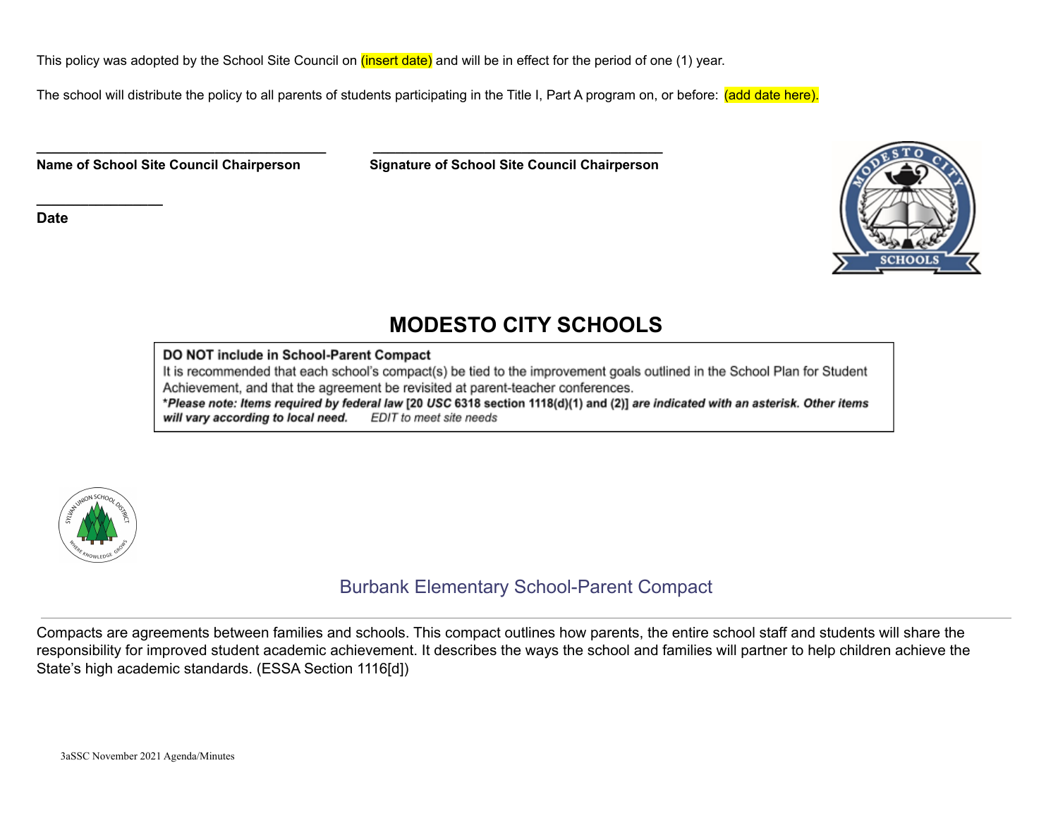This policy was adopted by the School Site Council on (insert date) and will be in effect for the period of one (1) year.

The school will distribute the policy to all parents of students participating in the Title I, Part A program on, or before: (add date here).

**Name of School Site Council Chairperson**

**Signature of School Site Council Chairperson**

**Date**

# MODESTO CITY SCHOOLS

**DO NOT include in School-Parent Compact**
It is recommended that each school's compact(s) be tied to the improvement goals outlined in the School Plan for Student Achievement, and that the agreement be revisited at parent-teacher conferences.
***Please note: Items required by federal law [20 USC 6318 section 1118(d)(1) and (2)] are indicated with an asterisk. Other items will vary according to local need.*** *EDIT to meet site needs*

## Burbank Elementary School-Parent Compact

Compacts are agreements between families and schools. This compact outlines how parents, the entire school staff and students will share the responsibility for improved student academic achievement. It describes the ways the school and families will partner to help children achieve the State's high academic standards. (ESSA Section 1116[d])

3aSSC November 2021 Agenda/Minutes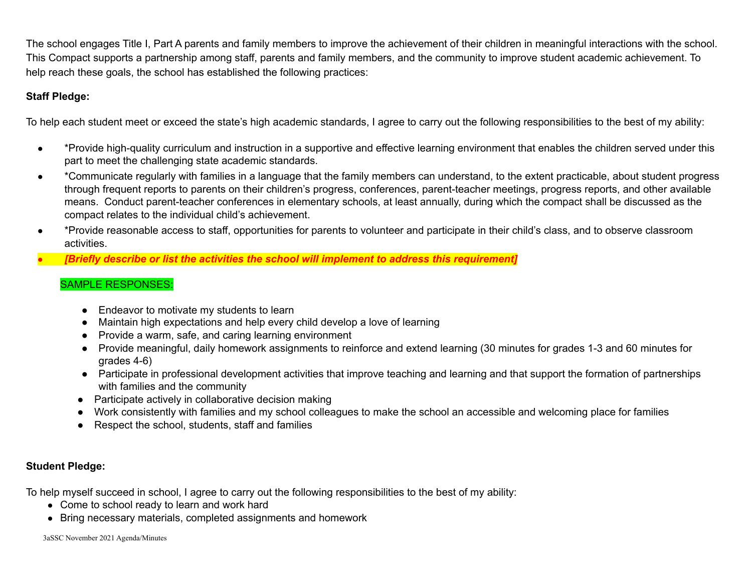The school engages Title I, Part A parents and family members to improve the achievement of their children in meaningful interactions with the school. This Compact supports a partnership among staff, parents and family members, and the community to improve student academic achievement. To help reach these goals, the school has established the following practices:

**Staff Pledge:**

To help each student meet or exceed the state's high academic standards, I agree to carry out the following responsibilities to the best of my ability:

- *Provide high-quality curriculum and instruction in a supportive and effective learning environment that enables the children served under this part to meet the challenging state academic standards.
- *Communicate regularly with families in a language that the family members can understand, to the extent practicable, about student progress through frequent reports to parents on their children's progress, conferences, parent-teacher meetings, progress reports, and other available means. Conduct parent-teacher conferences in elementary schools, at least annually, during which the compact shall be discussed as the compact relates to the individual child's achievement.
- *Provide reasonable access to staff, opportunities for parents to volunteer and participate in their child's class, and to observe classroom activities.
- ***[Briefly describe or list the activities the school will implement to address this requirement]***

  SAMPLE RESPONSES:

  - Endeavor to motivate my students to learn
  - Maintain high expectations and help every child develop a love of learning
  - Provide a warm, safe, and caring learning environment
  - Provide meaningful, daily homework assignments to reinforce and extend learning (30 minutes for grades 1-3 and 60 minutes for grades 4-6)
  - Participate in professional development activities that improve teaching and learning and that support the formation of partnerships with families and the community
  - Participate actively in collaborative decision making
  - Work consistently with families and my school colleagues to make the school an accessible and welcoming place for families
  - Respect the school, students, staff and families

**Student Pledge:**

To help myself succeed in school, I agree to carry out the following responsibilities to the best of my ability:

- Come to school ready to learn and work hard
- Bring necessary materials, completed assignments and homework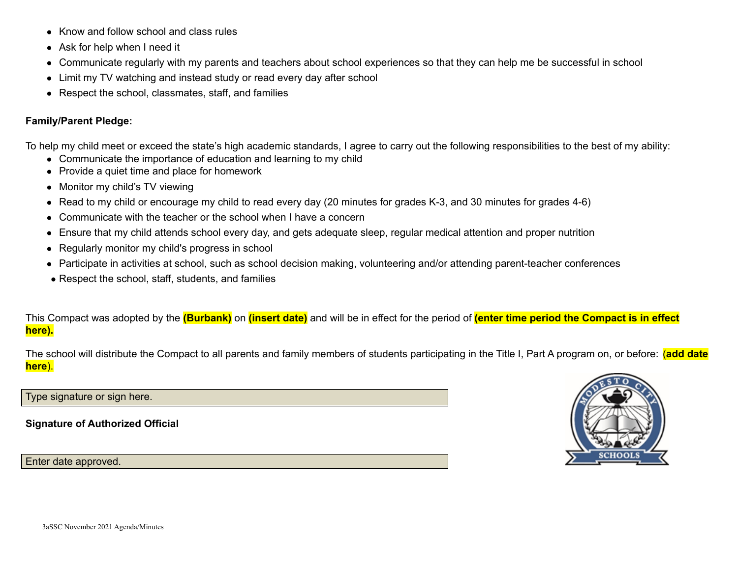- Know and follow school and class rules
- Ask for help when I need it
- Communicate regularly with my parents and teachers about school experiences so that they can help me be successful in school
- Limit my TV watching and instead study or read every day after school
- Respect the school, classmates, staff, and families

**Family/Parent Pledge:**

To help my child meet or exceed the state's high academic standards, I agree to carry out the following responsibilities to the best of my ability:

- Communicate the importance of education and learning to my child
- Provide a quiet time and place for homework
- Monitor my child's TV viewing
- Read to my child or encourage my child to read every day (20 minutes for grades K-3, and 30 minutes for grades 4-6)
- Communicate with the teacher or the school when I have a concern
- Ensure that my child attends school every day, and gets adequate sleep, regular medical attention and proper nutrition
- Regularly monitor my child's progress in school
- Participate in activities at school, such as school decision making, volunteering and/or attending parent-teacher conferences
- Respect the school, staff, students, and families

This Compact was adopted by the **(Burbank)** on **(insert date)** and will be in effect for the period of **(enter time period the Compact is in effect here).**

The school will distribute the Compact to all parents and family members of students participating in the Title I, Part A program on, or before: (**add date here**).

Type signature or sign here.

**Signature of Authorized Official**

Enter date approved.

3aSSC November 2021 Agenda/Minutes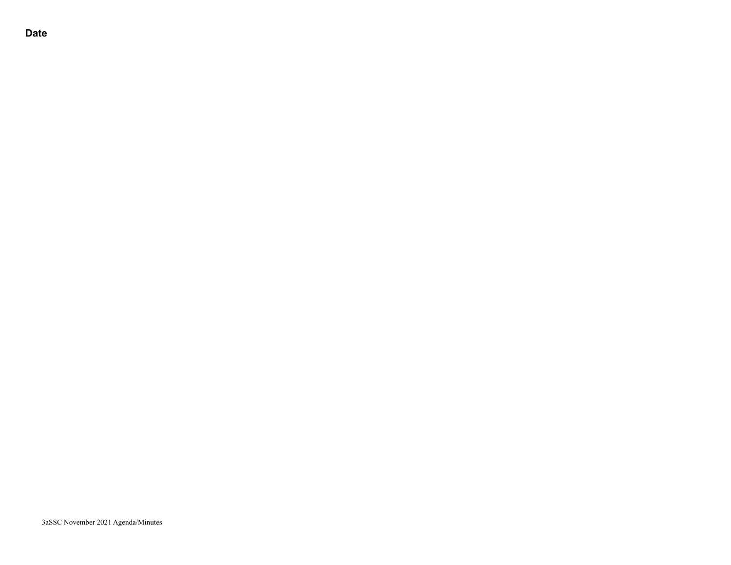**Date**